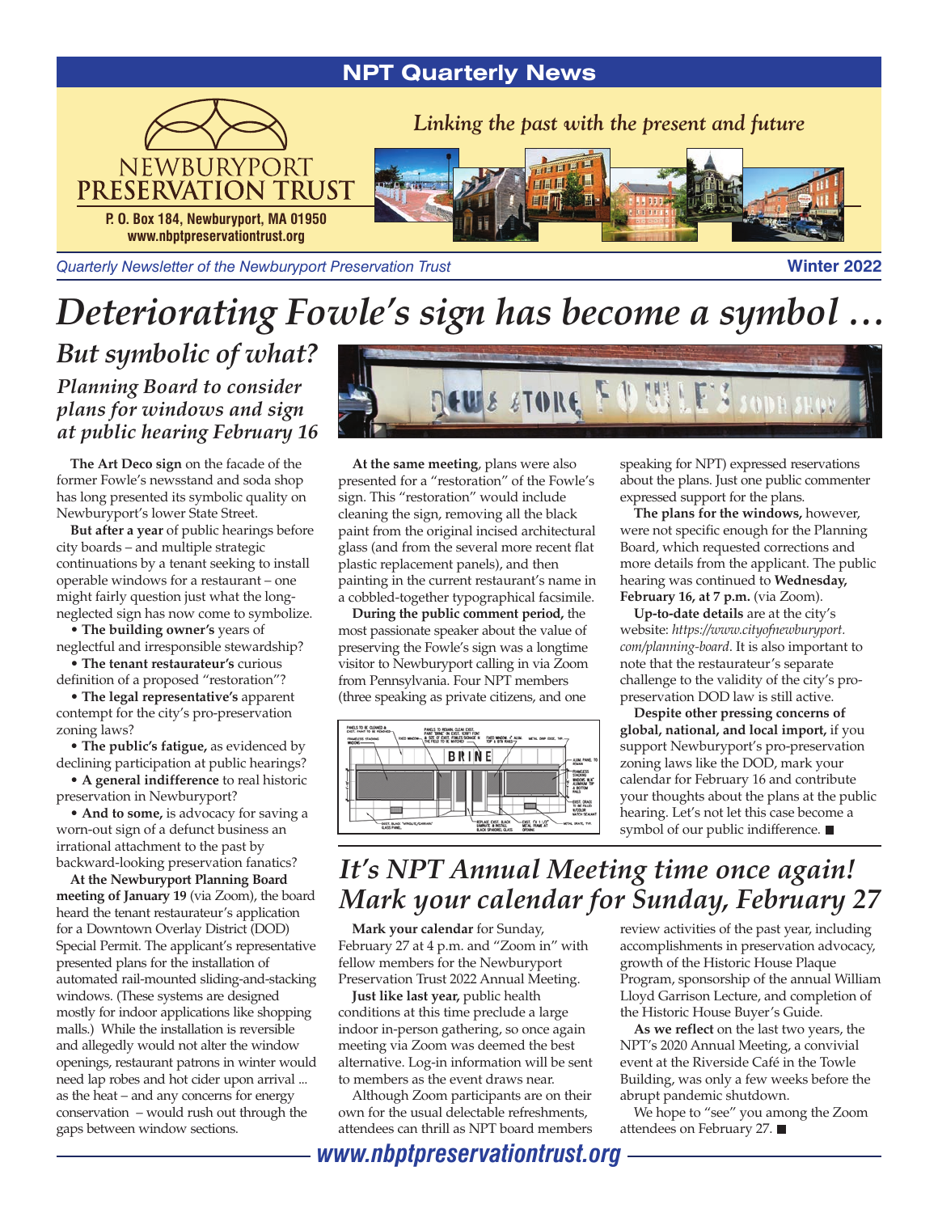# NPT Quarterly News

NEWBURYPORT PRESERVATION TRUST

*Linking the past with the present and future*

**P. O. Box 184, Newburyport, MA 01950**
**www.nbptpreservationtrust.org**

*Quarterly Newsletter of the Newburyport Preservation Trust* **Winter 2022**

# *Deteriorating Fowle's sign has become a symbol …*

## *But symbolic of what?*

### *Planning Board to consider plans for windows and sign at public hearing February 16*

**The Art Deco sign** on the facade of the former Fowle's newsstand and soda shop has long presented its symbolic quality on Newburyport's lower State Street.

**But after a year** of public hearings before city boards – and multiple strategic continuations by a tenant seeking to install operable windows for a restaurant – one might fairly question just what the long-neglected sign has now come to symbolize.

• **The building owner's** years of neglectful and irresponsible stewardship?

• **The tenant restaurateur's** curious definition of a proposed "restoration"?

• **The legal representative's** apparent contempt for the city's pro-preservation zoning laws?

• **The public's fatigue,** as evidenced by declining participation at public hearings?

• **A general indifference** to real historic preservation in Newburyport?

• **And to some,** is advocacy for saving a worn-out sign of a defunct business an irrational attachment to the past by backward-looking preservation fanatics?

**At the Newburyport Planning Board meeting of January 19** (via Zoom), the board heard the tenant restaurateur's application for a Downtown Overlay District (DOD) Special Permit. The applicant's representative presented plans for the installation of automated rail-mounted sliding-and-stacking windows. (These systems are designed mostly for indoor applications like shopping malls.) While the installation is reversible and allegedly would not alter the window openings, restaurant patrons in winter would need lap robes and hot cider upon arrival ... as the heat – and any concerns for energy conservation – would rush out through the gaps between window sections.

**At the same meeting**, plans were also presented for a "restoration" of the Fowle's sign. This "restoration" would include cleaning the sign, removing all the black paint from the original incised architectural glass (and from the several more recent flat plastic replacement panels), and then painting in the current restaurant's name in a cobbled-together typographical facsimile.

**During the public comment period,** the most passionate speaker about the value of preserving the Fowle's sign was a longtime visitor to Newburyport calling in via Zoom from Pennsylvania. Four NPT members (three speaking as private citizens, and one speaking for NPT) expressed reservations about the plans. Just one public commenter expressed support for the plans.

**The plans for the windows,** however, were not specific enough for the Planning Board, which requested corrections and more details from the applicant. The public hearing was continued to **Wednesday, February 16, at 7 p.m.** (via Zoom).

**Up-to-date details** are at the city's website: *https://www.cityofnewburyport.com/planning-board*. It is also important to note that the restaurateur's separate challenge to the validity of the city's pro-preservation DOD law is still active.

**Despite other pressing concerns of global, national, and local import,** if you support Newburyport's pro-preservation zoning laws like the DOD, mark your calendar for February 16 and contribute your thoughts about the plans at the public hearing. Let's not let this case become a symbol of our public indifference. ■

# *It's NPT Annual Meeting time once again! Mark your calendar for Sunday, February 27*

**Mark your calendar** for Sunday, February 27 at 4 p.m. and "Zoom in" with fellow members for the Newburyport Preservation Trust 2022 Annual Meeting.

**Just like last year,** public health conditions at this time preclude a large indoor in-person gathering, so once again meeting via Zoom was deemed the best alternative. Log-in information will be sent to members as the event draws near.

Although Zoom participants are on their own for the usual delectable refreshments, attendees can thrill as NPT board members review activities of the past year, including accomplishments in preservation advocacy, growth of the Historic House Plaque Program, sponsorship of the annual William Lloyd Garrison Lecture, and completion of the Historic House Buyer's Guide.

**As we reflect** on the last two years, the NPT's 2020 Annual Meeting, a convivial event at the Riverside Café in the Towle Building, was only a few weeks before the abrupt pandemic shutdown.

We hope to "see" you among the Zoom attendees on February 27. ■

**www.nbptpreservationtrust.org**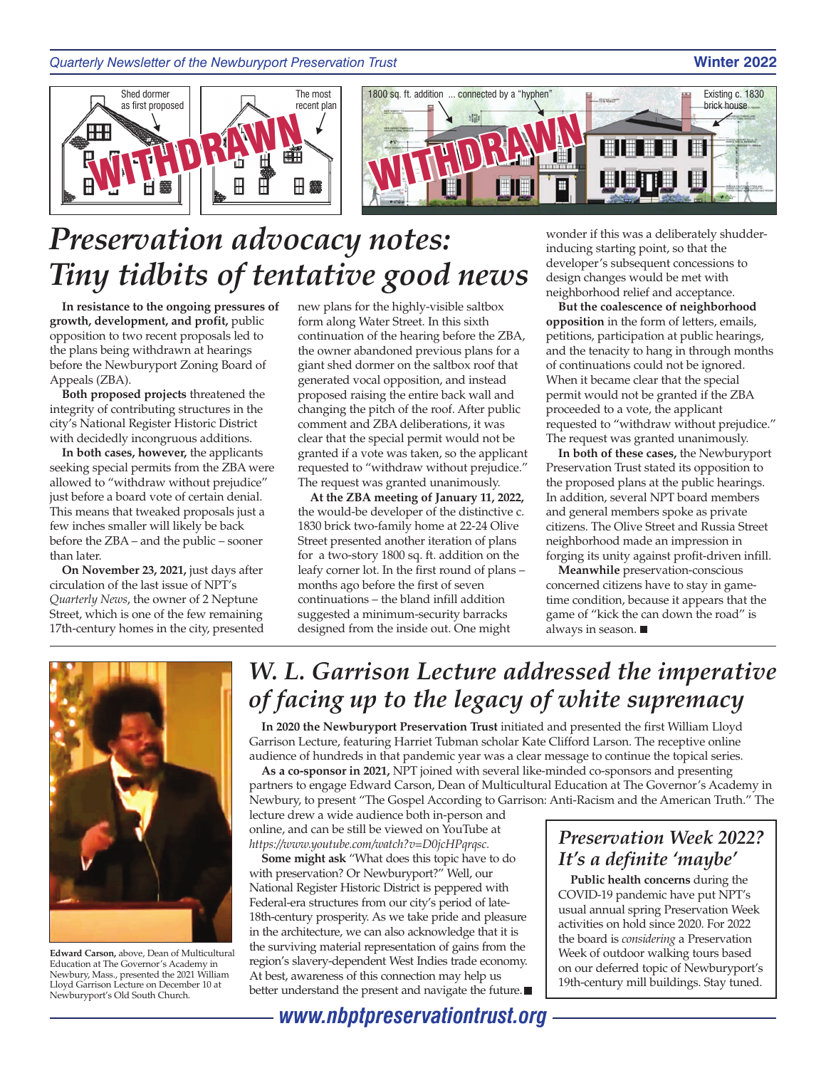Shed dormer as first proposed

The most recent plan

WITHDRAWN

1800 sq. ft. addition ... connected by a "hyphen"

Existing c. 1830 brick house

WITHDRAWN

# *Preservation advocacy notes: Tiny tidbits of tentative good news*

**In resistance to the ongoing pressures of growth, development, and profit,** public opposition to two recent proposals led to the plans being withdrawn at hearings before the Newburyport Zoning Board of Appeals (ZBA).

**Both proposed projects** threatened the integrity of contributing structures in the city's National Register Historic District with decidedly incongruous additions.

**In both cases, however,** the applicants seeking special permits from the ZBA were allowed to "withdraw without prejudice" just before a board vote of certain denial. This means that tweaked proposals just a few inches smaller will likely be back before the ZBA – and the public – sooner than later.

**On November 23, 2021,** just days after circulation of the last issue of NPT's *Quarterly News*, the owner of 2 Neptune Street, which is one of the few remaining 17th-century homes in the city, presented new plans for the highly-visible saltbox form along Water Street. In this sixth continuation of the hearing before the ZBA, the owner abandoned previous plans for a giant shed dormer on the saltbox roof that generated vocal opposition, and instead proposed raising the entire back wall and changing the pitch of the roof. After public comment and ZBA deliberations, it was clear that the special permit would not be granted if a vote was taken, so the applicant requested to "withdraw without prejudice." The request was granted unanimously.

**At the ZBA meeting of January 11, 2022,** the would-be developer of the distinctive c. 1830 brick two-family home at 22-24 Olive Street presented another iteration of plans for a two-story 1800 sq. ft. addition on the leafy corner lot. In the first round of plans – months ago before the first of seven continuations – the bland infill addition suggested a minimum-security barracks designed from the inside out. One might wonder if this was a deliberately shudder-inducing starting point, so that the developer's subsequent concessions to design changes would be met with neighborhood relief and acceptance.

**But the coalescence of neighborhood opposition** in the form of letters, emails, petitions, participation at public hearings, and the tenacity to hang in through months of continuations could not be ignored. When it became clear that the special permit would not be granted if the ZBA proceeded to a vote, the applicant requested to "withdraw without prejudice." The request was granted unanimously.

**In both of these cases,** the Newburyport Preservation Trust stated its opposition to the proposed plans at the public hearings. In addition, several NPT board members and general members spoke as private citizens. The Olive Street and Russia Street neighborhood made an impression in forging its unity against profit-driven infill.

**Meanwhile** preservation-conscious concerned citizens have to stay in game-time condition, because it appears that the game of "kick the can down the road" is always in season. ■

# *W. L. Garrison Lecture addressed the imperative of facing up to the legacy of white supremacy*

**In 2020 the Newburyport Preservation Trust** initiated and presented the first William Lloyd Garrison Lecture, featuring Harriet Tubman scholar Kate Clifford Larson. The receptive online audience of hundreds in that pandemic year was a clear message to continue the topical series.

**As a co-sponsor in 2021,** NPT joined with several like-minded co-sponsors and presenting partners to engage Edward Carson, Dean of Multicultural Education at The Governor's Academy in Newbury, to present "The Gospel According to Garrison: Anti-Racism and the American Truth." The lecture drew a wide audience both in-person and online, and can be still be viewed on YouTube at *https://www.youtube.com/watch?v=D0jcHPqrqsc.*

**Some might ask** "What does this topic have to do with preservation? Or Newburyport?" Well, our National Register Historic District is peppered with Federal-era structures from our city's period of late-18th-century prosperity. As we take pride and pleasure in the architecture, we can also acknowledge that it is the surviving material representation of gains from the region's slavery-dependent West Indies trade economy. At best, awareness of this connection may help us better understand the present and navigate the future. ■

**Edward Carson,** above, Dean of Multicultural Education at The Governor's Academy in Newbury, Mass., presented the 2021 William Lloyd Garrison Lecture on December 10 at Newburyport's Old South Church.

## *Preservation Week 2022? It's a definite 'maybe'*

**Public health concerns** during the COVID-19 pandemic have put NPT's usual annual spring Preservation Week activities on hold since 2020. For 2022 the board is *considering* a Preservation Week of outdoor walking tours based on our deferred topic of Newburyport's 19th-century mill buildings. Stay tuned.

**www.nbptpreservationtrust.org**